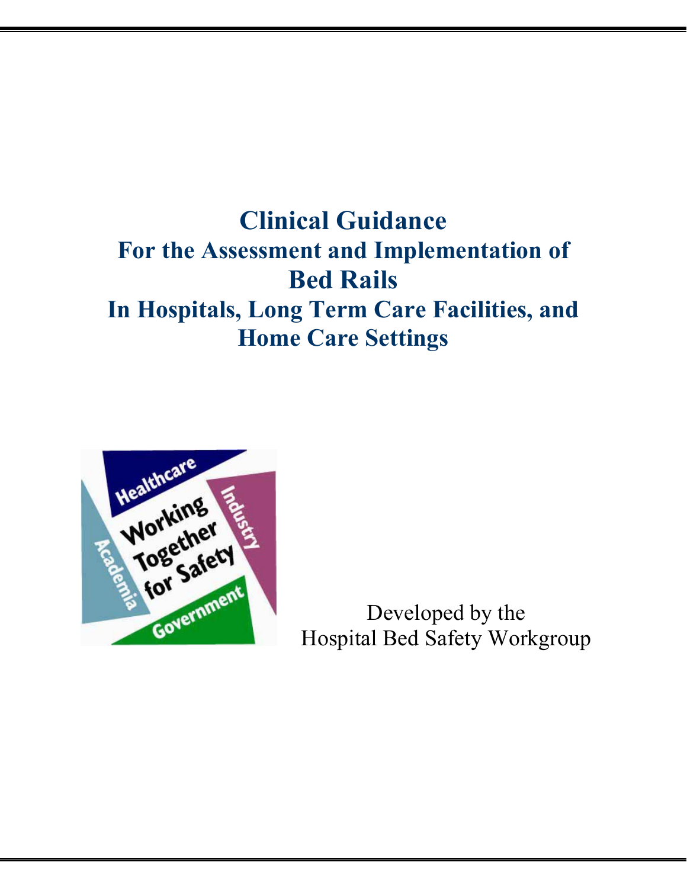# Clinical Guidance
## For the Assessment and Implementation of Bed Rails
## In Hospitals, Long Term Care Facilities, and Home Care Settings

Developed by the
Hospital Bed Safety Workgroup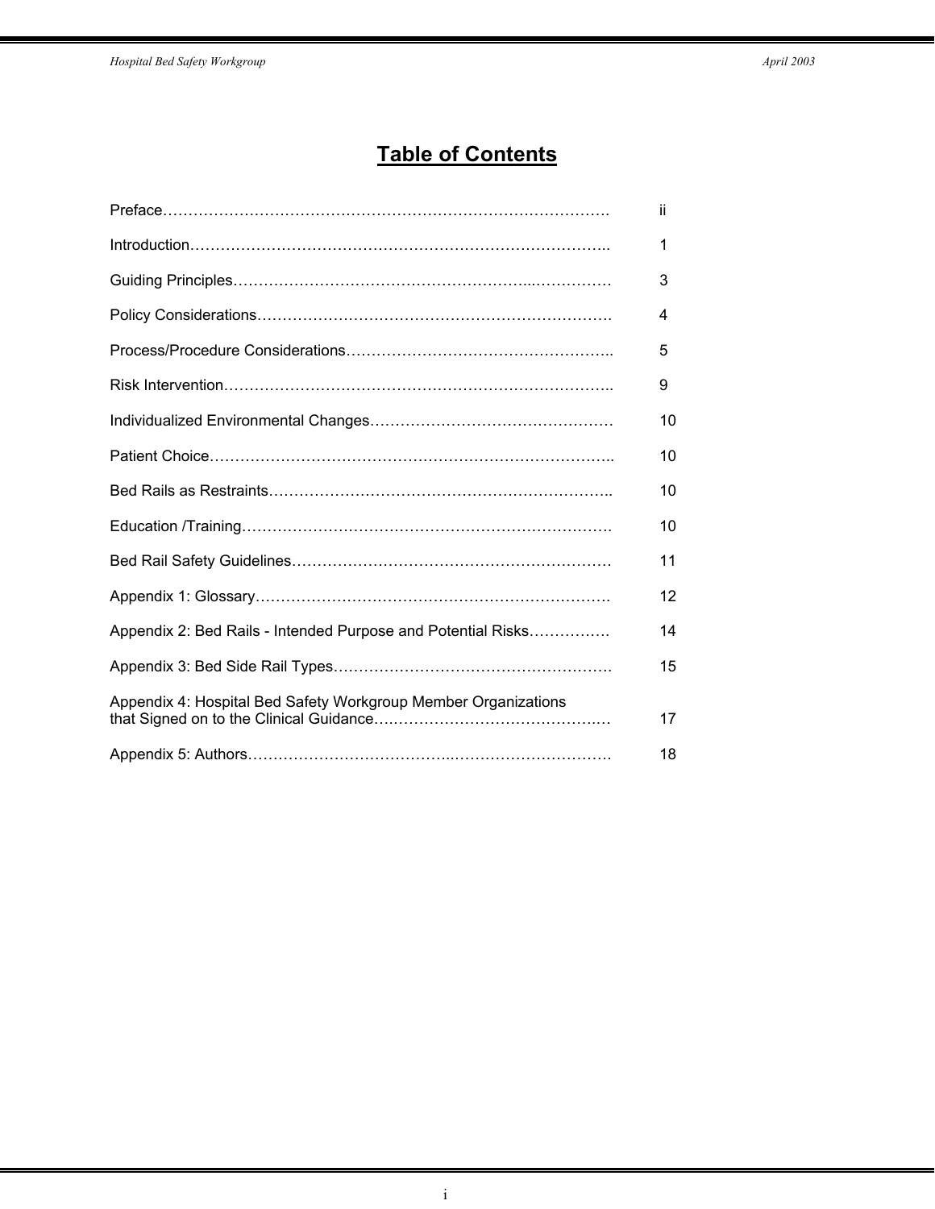# Table of Contents

| | |
|---|---|
| Preface | ii |
| Introduction | 1 |
| Guiding Principles | 3 |
| Policy Considerations | 4 |
| Process/Procedure Considerations | 5 |
| Risk Intervention | 9 |
| Individualized Environmental Changes | 10 |
| Patient Choice | 10 |
| Bed Rails as Restraints | 10 |
| Education /Training | 10 |
| Bed Rail Safety Guidelines | 11 |
| Appendix 1: Glossary | 12 |
| Appendix 2: Bed Rails - Intended Purpose and Potential Risks | 14 |
| Appendix 3: Bed Side Rail Types | 15 |
| Appendix 4: Hospital Bed Safety Workgroup Member Organizations that Signed on to the Clinical Guidance | 17 |
| Appendix 5: Authors | 18 |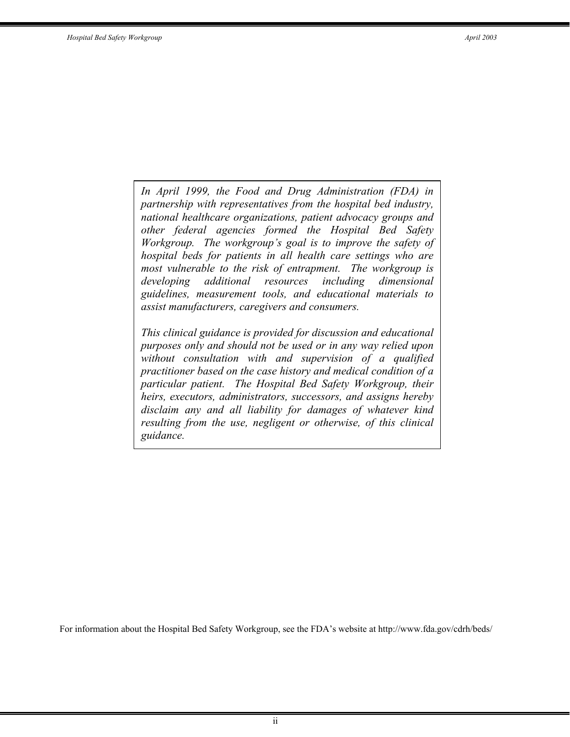*In April 1999, the Food and Drug Administration (FDA) in partnership with representatives from the hospital bed industry, national healthcare organizations, patient advocacy groups and other federal agencies formed the Hospital Bed Safety Workgroup. The workgroup's goal is to improve the safety of hospital beds for patients in all health care settings who are most vulnerable to the risk of entrapment. The workgroup is developing additional resources including dimensional guidelines, measurement tools, and educational materials to assist manufacturers, caregivers and consumers.*

*This clinical guidance is provided for discussion and educational purposes only and should not be used or in any way relied upon without consultation with and supervision of a qualified practitioner based on the case history and medical condition of a particular patient. The Hospital Bed Safety Workgroup, their heirs, executors, administrators, successors, and assigns hereby disclaim any and all liability for damages of whatever kind resulting from the use, negligent or otherwise, of this clinical guidance.*

For information about the Hospital Bed Safety Workgroup, see the FDA's website at http://www.fda.gov/cdrh/beds/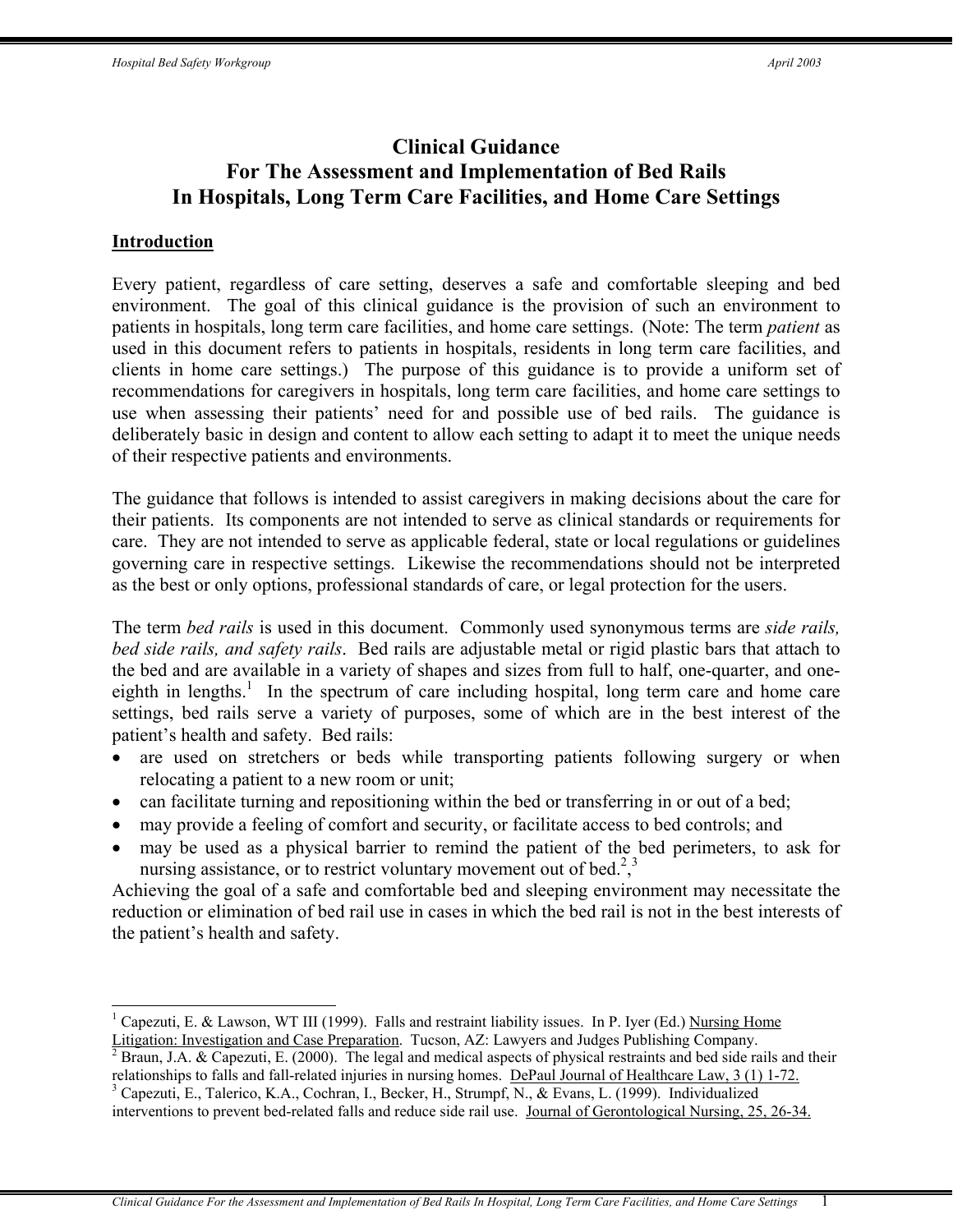# Clinical Guidance
# For The Assessment and Implementation of Bed Rails
# In Hospitals, Long Term Care Facilities, and Home Care Settings

## Introduction

Every patient, regardless of care setting, deserves a safe and comfortable sleeping and bed environment. The goal of this clinical guidance is the provision of such an environment to patients in hospitals, long term care facilities, and home care settings. (Note: The term *patient* as used in this document refers to patients in hospitals, residents in long term care facilities, and clients in home care settings.) The purpose of this guidance is to provide a uniform set of recommendations for caregivers in hospitals, long term care facilities, and home care settings to use when assessing their patients' need for and possible use of bed rails. The guidance is deliberately basic in design and content to allow each setting to adapt it to meet the unique needs of their respective patients and environments.

The guidance that follows is intended to assist caregivers in making decisions about the care for their patients. Its components are not intended to serve as clinical standards or requirements for care. They are not intended to serve as applicable federal, state or local regulations or guidelines governing care in respective settings. Likewise the recommendations should not be interpreted as the best or only options, professional standards of care, or legal protection for the users.

The term *bed rails* is used in this document. Commonly used synonymous terms are *side rails, bed side rails, and safety rails*. Bed rails are adjustable metal or rigid plastic bars that attach to the bed and are available in a variety of shapes and sizes from full to half, one-quarter, and one-eighth in lengths.[1] In the spectrum of care including hospital, long term care and home care settings, bed rails serve a variety of purposes, some of which are in the best interest of the patient's health and safety. Bed rails:

- are used on stretchers or beds while transporting patients following surgery or when relocating a patient to a new room or unit;
- can facilitate turning and repositioning within the bed or transferring in or out of a bed;
- may provide a feeling of comfort and security, or facilitate access to bed controls; and
- may be used as a physical barrier to remind the patient of the bed perimeters, to ask for nursing assistance, or to restrict voluntary movement out of bed.[2],[3]

Achieving the goal of a safe and comfortable bed and sleeping environment may necessitate the reduction or elimination of bed rail use in cases in which the bed rail is not in the best interests of the patient's health and safety.

---

[1] Capezuti, E. & Lawson, WT III (1999). Falls and restraint liability issues. In P. Iyer (Ed.) Nursing Home Litigation: Investigation and Case Preparation. Tucson, AZ: Lawyers and Judges Publishing Company.

[2] Braun, J.A. & Capezuti, E. (2000). The legal and medical aspects of physical restraints and bed side rails and their relationships to falls and fall-related injuries in nursing homes. DePaul Journal of Healthcare Law, 3 (1) 1-72.

[3] Capezuti, E., Talerico, K.A., Cochran, I., Becker, H., Strumpf, N., & Evans, L. (1999). Individualized interventions to prevent bed-related falls and reduce side rail use. Journal of Gerontological Nursing, 25, 26-34.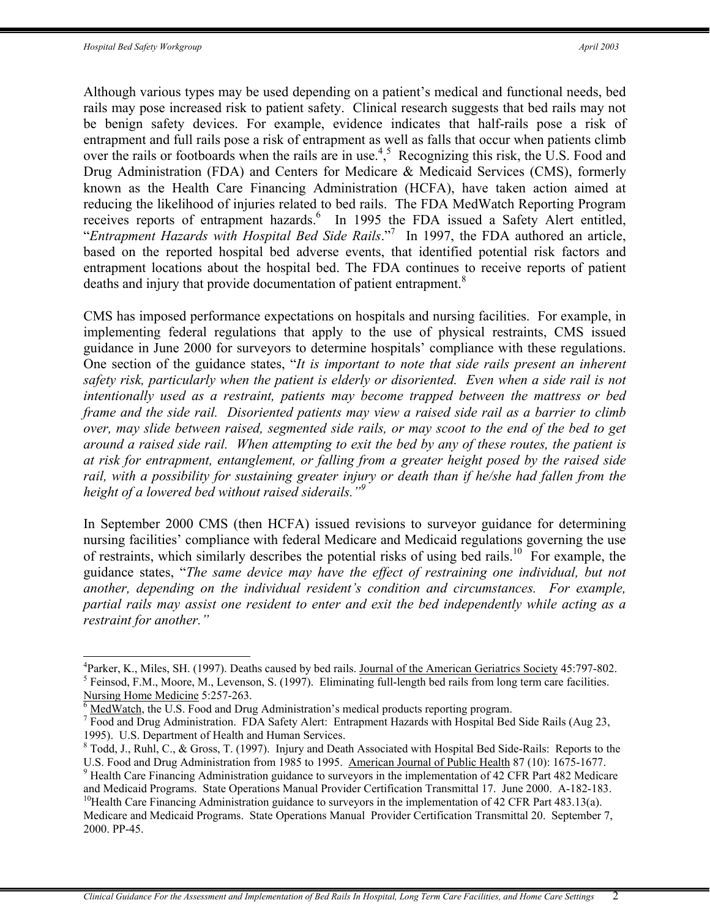Although various types may be used depending on a patient's medical and functional needs, bed rails may pose increased risk to patient safety. Clinical research suggests that bed rails may not be benign safety devices. For example, evidence indicates that half-rails pose a risk of entrapment and full rails pose a risk of entrapment as well as falls that occur when patients climb over the rails or footboards when the rails are in use.[4],[5] Recognizing this risk, the U.S. Food and Drug Administration (FDA) and Centers for Medicare & Medicaid Services (CMS), formerly known as the Health Care Financing Administration (HCFA), have taken action aimed at reducing the likelihood of injuries related to bed rails. The FDA MedWatch Reporting Program receives reports of entrapment hazards.[6] In 1995 the FDA issued a Safety Alert entitled, "*Entrapment Hazards with Hospital Bed Side Rails*."[7] In 1997, the FDA authored an article, based on the reported hospital bed adverse events, that identified potential risk factors and entrapment locations about the hospital bed. The FDA continues to receive reports of patient deaths and injury that provide documentation of patient entrapment.[8]

CMS has imposed performance expectations on hospitals and nursing facilities. For example, in implementing federal regulations that apply to the use of physical restraints, CMS issued guidance in June 2000 for surveyors to determine hospitals' compliance with these regulations. One section of the guidance states, "*It is important to note that side rails present an inherent safety risk, particularly when the patient is elderly or disoriented. Even when a side rail is not intentionally used as a restraint, patients may become trapped between the mattress or bed frame and the side rail. Disoriented patients may view a raised side rail as a barrier to climb over, may slide between raised, segmented side rails, or may scoot to the end of the bed to get around a raised side rail. When attempting to exit the bed by any of these routes, the patient is at risk for entrapment, entanglement, or falling from a greater height posed by the raised side rail, with a possibility for sustaining greater injury or death than if he/she had fallen from the height of a lowered bed without raised siderails.*"[9]

In September 2000 CMS (then HCFA) issued revisions to surveyor guidance for determining nursing facilities' compliance with federal Medicare and Medicaid regulations governing the use of restraints, which similarly describes the potential risks of using bed rails.[10] For example, the guidance states, "*The same device may have the effect of restraining one individual, but not another, depending on the individual resident's condition and circumstances. For example, partial rails may assist one resident to enter and exit the bed independently while acting as a restraint for another.*"

---

[4] Parker, K., Miles, SH. (1997). Deaths caused by bed rails. Journal of the American Geriatrics Society 45:797-802.

[5] Feinsod, F.M., Moore, M., Levenson, S. (1997). Eliminating full-length bed rails from long term care facilities. Nursing Home Medicine 5:257-263.

[6] MedWatch, the U.S. Food and Drug Administration's medical products reporting program.

[7] Food and Drug Administration. FDA Safety Alert: Entrapment Hazards with Hospital Bed Side Rails (Aug 23, 1995). U.S. Department of Health and Human Services.

[8] Todd, J., Ruhl, C., & Gross, T. (1997). Injury and Death Associated with Hospital Bed Side-Rails: Reports to the U.S. Food and Drug Administration from 1985 to 1995. American Journal of Public Health 87 (10): 1675-1677.

[9] Health Care Financing Administration guidance to surveyors in the implementation of 42 CFR Part 482 Medicare and Medicaid Programs. State Operations Manual Provider Certification Transmittal 17. June 2000. A-182-183.

[10] Health Care Financing Administration guidance to surveyors in the implementation of 42 CFR Part 483.13(a). Medicare and Medicaid Programs. State Operations Manual Provider Certification Transmittal 20. September 7, 2000. PP-45.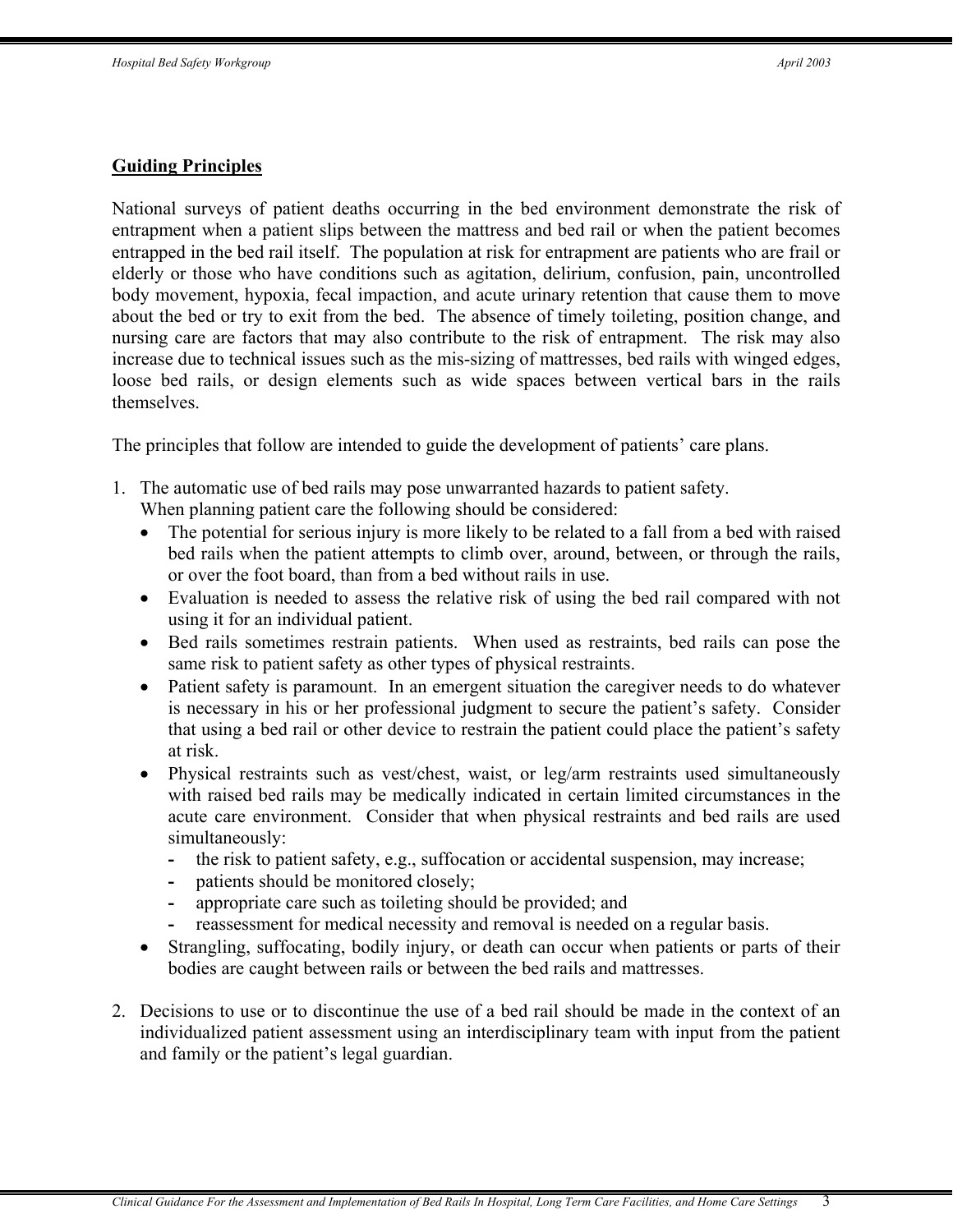## Guiding Principles

National surveys of patient deaths occurring in the bed environment demonstrate the risk of entrapment when a patient slips between the mattress and bed rail or when the patient becomes entrapped in the bed rail itself. The population at risk for entrapment are patients who are frail or elderly or those who have conditions such as agitation, delirium, confusion, pain, uncontrolled body movement, hypoxia, fecal impaction, and acute urinary retention that cause them to move about the bed or try to exit from the bed. The absence of timely toileting, position change, and nursing care are factors that may also contribute to the risk of entrapment. The risk may also increase due to technical issues such as the mis-sizing of mattresses, bed rails with winged edges, loose bed rails, or design elements such as wide spaces between vertical bars in the rails themselves.

The principles that follow are intended to guide the development of patients' care plans.

1. The automatic use of bed rails may pose unwarranted hazards to patient safety. When planning patient care the following should be considered:
   - The potential for serious injury is more likely to be related to a fall from a bed with raised bed rails when the patient attempts to climb over, around, between, or through the rails, or over the foot board, than from a bed without rails in use.
   - Evaluation is needed to assess the relative risk of using the bed rail compared with not using it for an individual patient.
   - Bed rails sometimes restrain patients. When used as restraints, bed rails can pose the same risk to patient safety as other types of physical restraints.
   - Patient safety is paramount. In an emergent situation the caregiver needs to do whatever is necessary in his or her professional judgment to secure the patient's safety. Consider that using a bed rail or other device to restrain the patient could place the patient's safety at risk.
   - Physical restraints such as vest/chest, waist, or leg/arm restraints used simultaneously with raised bed rails may be medically indicated in certain limited circumstances in the acute care environment. Consider that when physical restraints and bed rails are used simultaneously:
     - the risk to patient safety, e.g., suffocation or accidental suspension, may increase;
     - patients should be monitored closely;
     - appropriate care such as toileting should be provided; and
     - reassessment for medical necessity and removal is needed on a regular basis.
   - Strangling, suffocating, bodily injury, or death can occur when patients or parts of their bodies are caught between rails or between the bed rails and mattresses.

2. Decisions to use or to discontinue the use of a bed rail should be made in the context of an individualized patient assessment using an interdisciplinary team with input from the patient and family or the patient's legal guardian.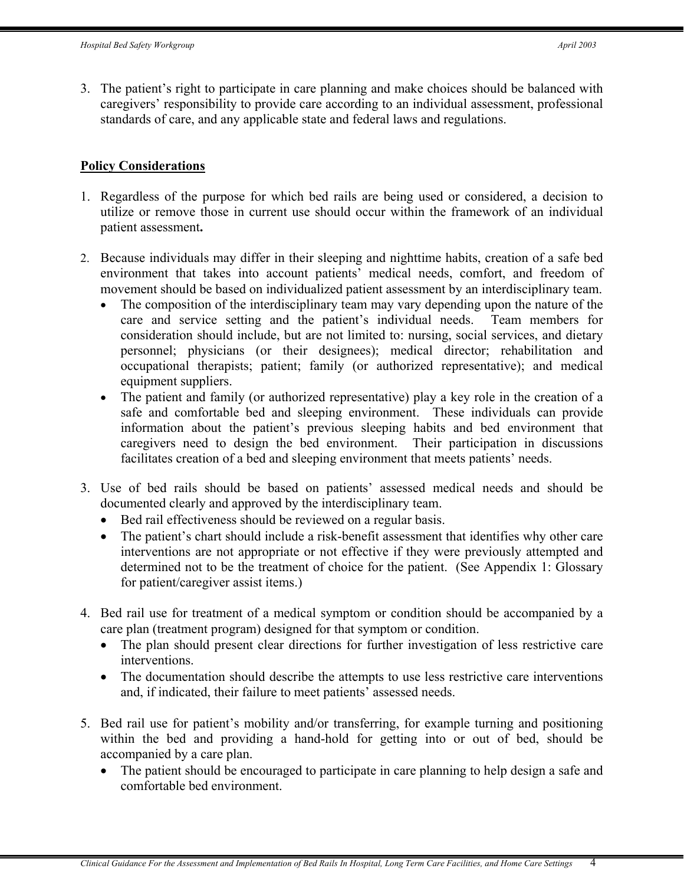3. The patient's right to participate in care planning and make choices should be balanced with caregivers' responsibility to provide care according to an individual assessment, professional standards of care, and any applicable state and federal laws and regulations.

## Policy Considerations

1. Regardless of the purpose for which bed rails are being used or considered, a decision to utilize or remove those in current use should occur within the framework of an individual patient assessment**.**

2. Because individuals may differ in their sleeping and nighttime habits, creation of a safe bed environment that takes into account patients' medical needs, comfort, and freedom of movement should be based on individualized patient assessment by an interdisciplinary team.
   - The composition of the interdisciplinary team may vary depending upon the nature of the care and service setting and the patient's individual needs. Team members for consideration should include, but are not limited to: nursing, social services, and dietary personnel; physicians (or their designees); medical director; rehabilitation and occupational therapists; patient; family (or authorized representative); and medical equipment suppliers.
   - The patient and family (or authorized representative) play a key role in the creation of a safe and comfortable bed and sleeping environment. These individuals can provide information about the patient's previous sleeping habits and bed environment that caregivers need to design the bed environment. Their participation in discussions facilitates creation of a bed and sleeping environment that meets patients' needs.

3. Use of bed rails should be based on patients' assessed medical needs and should be documented clearly and approved by the interdisciplinary team.
   - Bed rail effectiveness should be reviewed on a regular basis.
   - The patient's chart should include a risk-benefit assessment that identifies why other care interventions are not appropriate or not effective if they were previously attempted and determined not to be the treatment of choice for the patient. (See Appendix 1: Glossary for patient/caregiver assist items.)

4. Bed rail use for treatment of a medical symptom or condition should be accompanied by a care plan (treatment program) designed for that symptom or condition.
   - The plan should present clear directions for further investigation of less restrictive care interventions.
   - The documentation should describe the attempts to use less restrictive care interventions and, if indicated, their failure to meet patients' assessed needs.

5. Bed rail use for patient's mobility and/or transferring, for example turning and positioning within the bed and providing a hand-hold for getting into or out of bed, should be accompanied by a care plan.
   - The patient should be encouraged to participate in care planning to help design a safe and comfortable bed environment.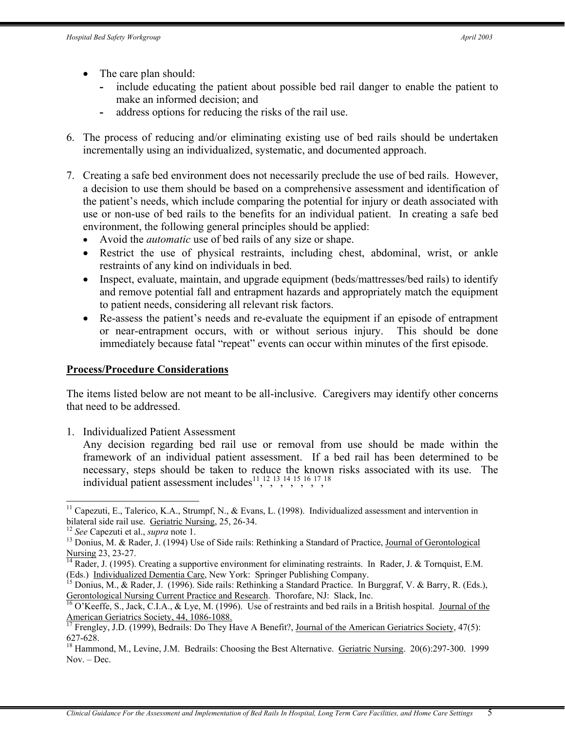- The care plan should:
  - include educating the patient about possible bed rail danger to enable the patient to make an informed decision; and
  - address options for reducing the risks of the rail use.

6. The process of reducing and/or eliminating existing use of bed rails should be undertaken incrementally using an individualized, systematic, and documented approach.

7. Creating a safe bed environment does not necessarily preclude the use of bed rails. However, a decision to use them should be based on a comprehensive assessment and identification of the patient's needs, which include comparing the potential for injury or death associated with use or non-use of bed rails to the benefits for an individual patient. In creating a safe bed environment, the following general principles should be applied:
   - Avoid the *automatic* use of bed rails of any size or shape.
   - Restrict the use of physical restraints, including chest, abdominal, wrist, or ankle restraints of any kind on individuals in bed.
   - Inspect, evaluate, maintain, and upgrade equipment (beds/mattresses/bed rails) to identify and remove potential fall and entrapment hazards and appropriately match the equipment to patient needs, considering all relevant risk factors.
   - Re-assess the patient's needs and re-evaluate the equipment if an episode of entrapment or near-entrapment occurs, with or without serious injury. This should be done immediately because fatal "repeat" events can occur within minutes of the first episode.

## <u>Process/Procedure Considerations</u>

The items listed below are not meant to be all-inclusive. Caregivers may identify other concerns that need to be addressed.

1. Individualized Patient Assessment
   Any decision regarding bed rail use or removal from use should be made within the framework of an individual patient assessment. If a bed rail has been determined to be necessary, steps should be taken to reduce the known risks associated with its use. The individual patient assessment includes[11], [12], [13], [14], [15], [16], [17], [18]

---

[11] Capezuti, E., Talerico, K.A., Strumpf, N., & Evans, L. (1998). Individualized assessment and intervention in bilateral side rail use. <u>Geriatric Nursing</u>, 25, 26-34.

[12] *See* Capezuti et al., *supra* note 1.

[13] Donius, M. & Rader, J. (1994) Use of Side rails: Rethinking a Standard of Practice, <u>Journal of Gerontological Nursing</u> 23, 23-27.

[14] Rader, J. (1995). Creating a supportive environment for eliminating restraints. In Rader, J. & Tornquist, E.M. (Eds.) <u>Individualized Dementia Care</u>, New York: Springer Publishing Company.

[15] Donius, M., & Rader, J. (1996). Side rails: Rethinking a Standard Practice. In Burggraf, V. & Barry, R. (Eds.), <u>Gerontological Nursing Current Practice and Research</u>. Thorofare, NJ: Slack, Inc.

[16] O'Keeffe, S., Jack, C.I.A., & Lye, M. (1996). Use of restraints and bed rails in a British hospital. <u>Journal of the American Geriatrics Society, 44, 1086-1088.</u>

[17] Frengley, J.D. (1999), Bedrails: Do They Have A Benefit?, <u>Journal of the American Geriatrics Society</u>, 47(5): 627-628.

[18] Hammond, M., Levine, J.M. Bedrails: Choosing the Best Alternative. <u>Geriatric Nursing</u>. 20(6):297-300. 1999 Nov. – Dec.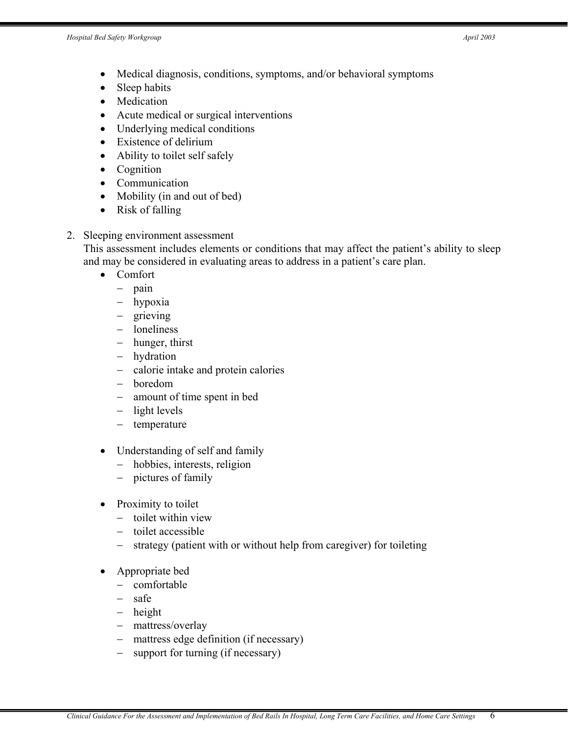- Medical diagnosis, conditions, symptoms, and/or behavioral symptoms
- Sleep habits
- Medication
- Acute medical or surgical interventions
- Underlying medical conditions
- Existence of delirium
- Ability to toilet self safely
- Cognition
- Communication
- Mobility (in and out of bed)
- Risk of falling

2. Sleeping environment assessment
   This assessment includes elements or conditions that may affect the patient's ability to sleep and may be considered in evaluating areas to address in a patient's care plan.
   - Comfort
     - pain
     - hypoxia
     - grieving
     - loneliness
     - hunger, thirst
     - hydration
     - calorie intake and protein calories
     - boredom
     - amount of time spent in bed
     - light levels
     - temperature
   - Understanding of self and family
     - hobbies, interests, religion
     - pictures of family
   - Proximity to toilet
     - toilet within view
     - toilet accessible
     - strategy (patient with or without help from caregiver) for toileting
   - Appropriate bed
     - comfortable
     - safe
     - height
     - mattress/overlay
     - mattress edge definition (if necessary)
     - support for turning (if necessary)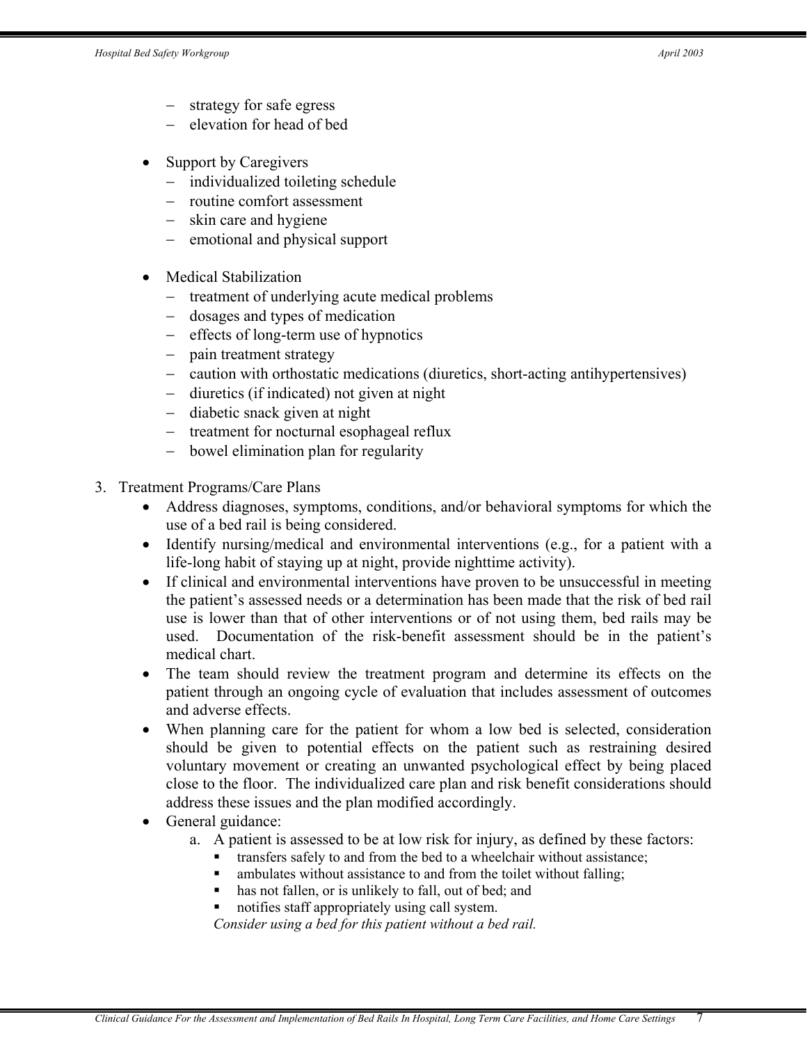- strategy for safe egress
  - elevation for head of bed

- Support by Caregivers
  - individualized toileting schedule
  - routine comfort assessment
  - skin care and hygiene
  - emotional and physical support

- Medical Stabilization
  - treatment of underlying acute medical problems
  - dosages and types of medication
  - effects of long-term use of hypnotics
  - pain treatment strategy
  - caution with orthostatic medications (diuretics, short-acting antihypertensives)
  - diuretics (if indicated) not given at night
  - diabetic snack given at night
  - treatment for nocturnal esophageal reflux
  - bowel elimination plan for regularity

3. Treatment Programs/Care Plans
   - Address diagnoses, symptoms, conditions, and/or behavioral symptoms for which the use of a bed rail is being considered.
   - Identify nursing/medical and environmental interventions (e.g., for a patient with a life-long habit of staying up at night, provide nighttime activity).
   - If clinical and environmental interventions have proven to be unsuccessful in meeting the patient's assessed needs or a determination has been made that the risk of bed rail use is lower than that of other interventions or of not using them, bed rails may be used. Documentation of the risk-benefit assessment should be in the patient's medical chart.
   - The team should review the treatment program and determine its effects on the patient through an ongoing cycle of evaluation that includes assessment of outcomes and adverse effects.
   - When planning care for the patient for whom a low bed is selected, consideration should be given to potential effects on the patient such as restraining desired voluntary movement or creating an unwanted psychological effect by being placed close to the floor. The individualized care plan and risk benefit considerations should address these issues and the plan modified accordingly.
   - General guidance:
     a. A patient is assessed to be at low risk for injury, as defined by these factors:
        - transfers safely to and from the bed to a wheelchair without assistance;
        - ambulates without assistance to and from the toilet without falling;
        - has not fallen, or is unlikely to fall, out of bed; and
        - notifies staff appropriately using call system.

        *Consider using a bed for this patient without a bed rail.*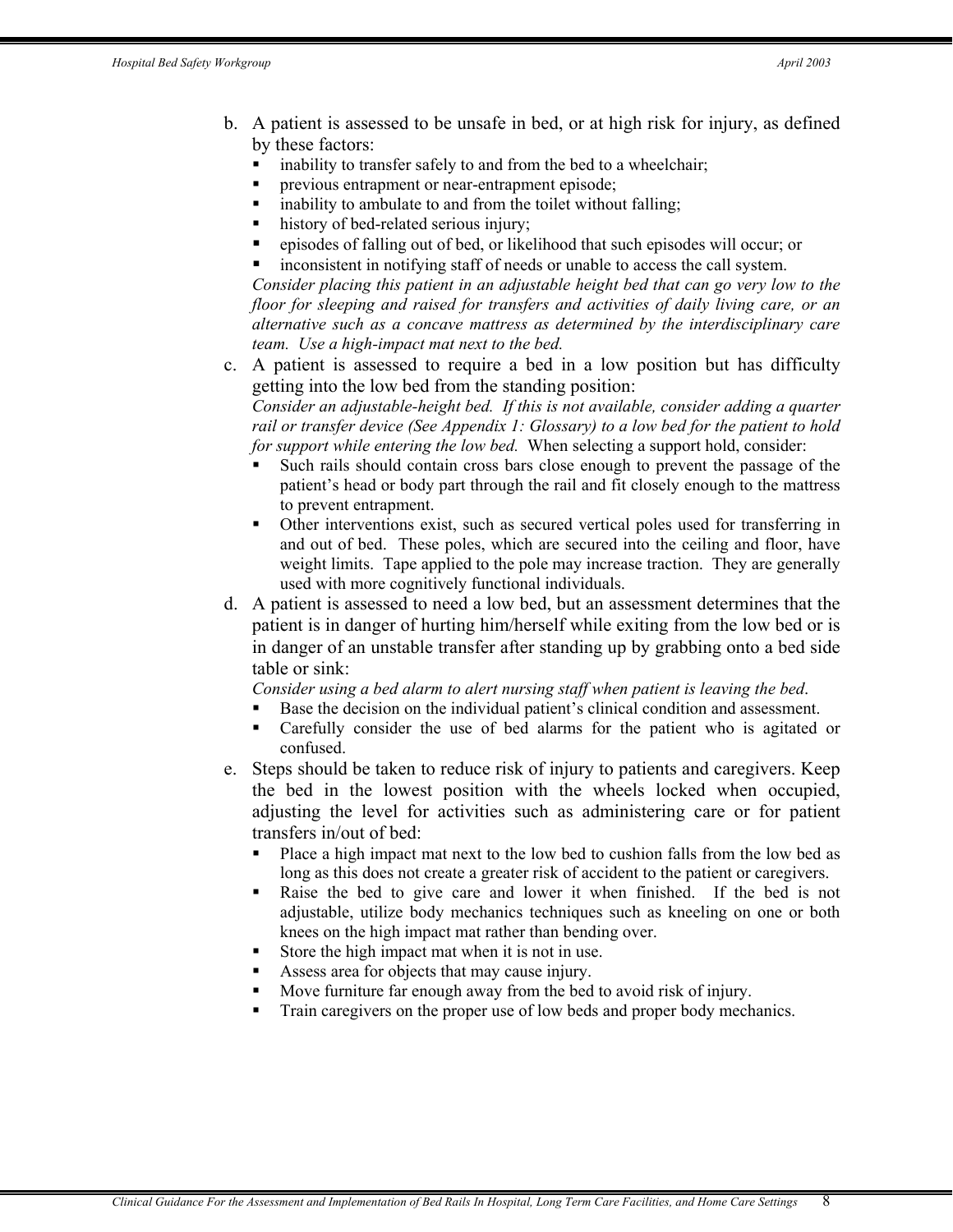b. A patient is assessed to be unsafe in bed, or at high risk for injury, as defined by these factors:
   - inability to transfer safely to and from the bed to a wheelchair;
   - previous entrapment or near-entrapment episode;
   - inability to ambulate to and from the toilet without falling;
   - history of bed-related serious injury;
   - episodes of falling out of bed, or likelihood that such episodes will occur; or
   - inconsistent in notifying staff of needs or unable to access the call system.

   *Consider placing this patient in an adjustable height bed that can go very low to the floor for sleeping and raised for transfers and activities of daily living care, or an alternative such as a concave mattress as determined by the interdisciplinary care team. Use a high-impact mat next to the bed.*

c. A patient is assessed to require a bed in a low position but has difficulty getting into the low bed from the standing position:

   *Consider an adjustable-height bed. If this is not available, consider adding a quarter rail or transfer device (See Appendix 1: Glossary) to a low bed for the patient to hold for support while entering the low bed.* When selecting a support hold, consider:
   - Such rails should contain cross bars close enough to prevent the passage of the patient's head or body part through the rail and fit closely enough to the mattress to prevent entrapment.
   - Other interventions exist, such as secured vertical poles used for transferring in and out of bed. These poles, which are secured into the ceiling and floor, have weight limits. Tape applied to the pole may increase traction. They are generally used with more cognitively functional individuals.

d. A patient is assessed to need a low bed, but an assessment determines that the patient is in danger of hurting him/herself while exiting from the low bed or is in danger of an unstable transfer after standing up by grabbing onto a bed side table or sink:

   *Consider using a bed alarm to alert nursing staff when patient is leaving the bed*.
   - Base the decision on the individual patient's clinical condition and assessment.
   - Carefully consider the use of bed alarms for the patient who is agitated or confused.

e. Steps should be taken to reduce risk of injury to patients and caregivers. Keep the bed in the lowest position with the wheels locked when occupied, adjusting the level for activities such as administering care or for patient transfers in/out of bed:
   - Place a high impact mat next to the low bed to cushion falls from the low bed as long as this does not create a greater risk of accident to the patient or caregivers.
   - Raise the bed to give care and lower it when finished. If the bed is not adjustable, utilize body mechanics techniques such as kneeling on one or both knees on the high impact mat rather than bending over.
   - Store the high impact mat when it is not in use.
   - Assess area for objects that may cause injury.
   - Move furniture far enough away from the bed to avoid risk of injury.
   - Train caregivers on the proper use of low beds and proper body mechanics.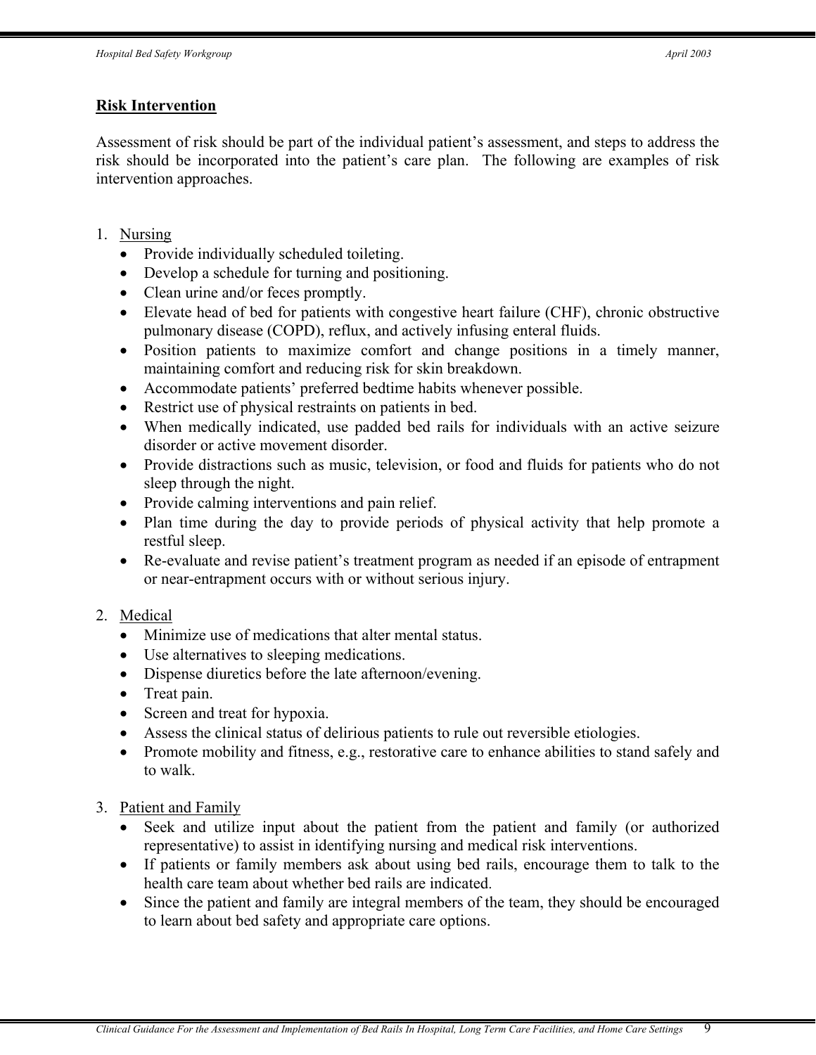## Risk Intervention

Assessment of risk should be part of the individual patient's assessment, and steps to address the risk should be incorporated into the patient's care plan. The following are examples of risk intervention approaches.

1. Nursing
   - Provide individually scheduled toileting.
   - Develop a schedule for turning and positioning.
   - Clean urine and/or feces promptly.
   - Elevate head of bed for patients with congestive heart failure (CHF), chronic obstructive pulmonary disease (COPD), reflux, and actively infusing enteral fluids.
   - Position patients to maximize comfort and change positions in a timely manner, maintaining comfort and reducing risk for skin breakdown.
   - Accommodate patients' preferred bedtime habits whenever possible.
   - Restrict use of physical restraints on patients in bed.
   - When medically indicated, use padded bed rails for individuals with an active seizure disorder or active movement disorder.
   - Provide distractions such as music, television, or food and fluids for patients who do not sleep through the night.
   - Provide calming interventions and pain relief.
   - Plan time during the day to provide periods of physical activity that help promote a restful sleep.
   - Re-evaluate and revise patient's treatment program as needed if an episode of entrapment or near-entrapment occurs with or without serious injury.

2. Medical
   - Minimize use of medications that alter mental status.
   - Use alternatives to sleeping medications.
   - Dispense diuretics before the late afternoon/evening.
   - Treat pain.
   - Screen and treat for hypoxia.
   - Assess the clinical status of delirious patients to rule out reversible etiologies.
   - Promote mobility and fitness, e.g., restorative care to enhance abilities to stand safely and to walk.

3. Patient and Family
   - Seek and utilize input about the patient from the patient and family (or authorized representative) to assist in identifying nursing and medical risk interventions.
   - If patients or family members ask about using bed rails, encourage them to talk to the health care team about whether bed rails are indicated.
   - Since the patient and family are integral members of the team, they should be encouraged to learn about bed safety and appropriate care options.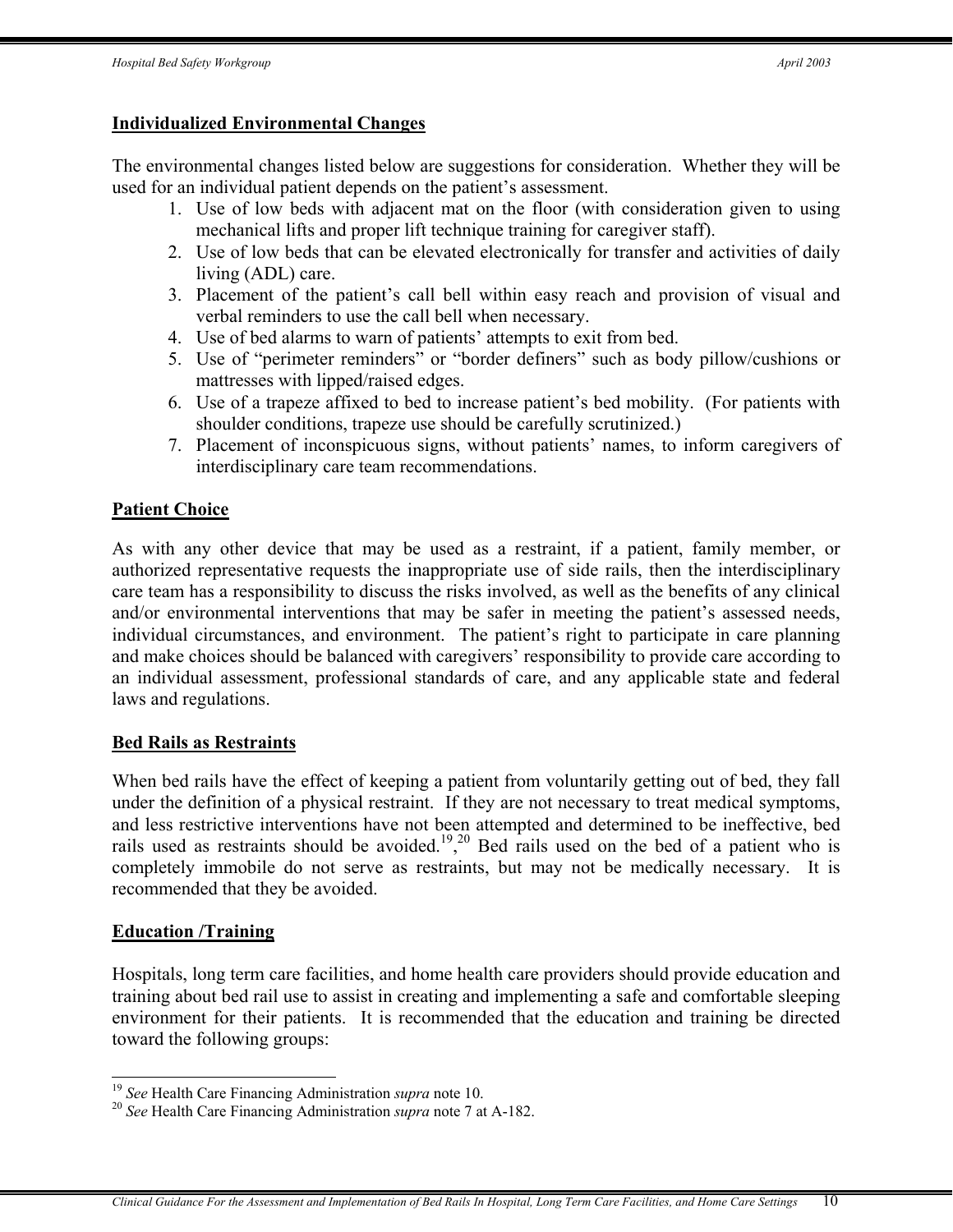## Individualized Environmental Changes

The environmental changes listed below are suggestions for consideration. Whether they will be used for an individual patient depends on the patient's assessment.

1. Use of low beds with adjacent mat on the floor (with consideration given to using mechanical lifts and proper lift technique training for caregiver staff).
2. Use of low beds that can be elevated electronically for transfer and activities of daily living (ADL) care.
3. Placement of the patient's call bell within easy reach and provision of visual and verbal reminders to use the call bell when necessary.
4. Use of bed alarms to warn of patients' attempts to exit from bed.
5. Use of "perimeter reminders" or "border definers" such as body pillow/cushions or mattresses with lipped/raised edges.
6. Use of a trapeze affixed to bed to increase patient's bed mobility. (For patients with shoulder conditions, trapeze use should be carefully scrutinized.)
7. Placement of inconspicuous signs, without patients' names, to inform caregivers of interdisciplinary care team recommendations.

## Patient Choice

As with any other device that may be used as a restraint, if a patient, family member, or authorized representative requests the inappropriate use of side rails, then the interdisciplinary care team has a responsibility to discuss the risks involved, as well as the benefits of any clinical and/or environmental interventions that may be safer in meeting the patient's assessed needs, individual circumstances, and environment. The patient's right to participate in care planning and make choices should be balanced with caregivers' responsibility to provide care according to an individual assessment, professional standards of care, and any applicable state and federal laws and regulations.

## Bed Rails as Restraints

When bed rails have the effect of keeping a patient from voluntarily getting out of bed, they fall under the definition of a physical restraint. If they are not necessary to treat medical symptoms, and less restrictive interventions have not been attempted and determined to be ineffective, bed rails used as restraints should be avoided.[19],[20] Bed rails used on the bed of a patient who is completely immobile do not serve as restraints, but may not be medically necessary. It is recommended that they be avoided.

## Education /Training

Hospitals, long term care facilities, and home health care providers should provide education and training about bed rail use to assist in creating and implementing a safe and comfortable sleeping environment for their patients. It is recommended that the education and training be directed toward the following groups:

---

[19] *See* Health Care Financing Administration *supra* note 10.

[20] *See* Health Care Financing Administration *supra* note 7 at A-182.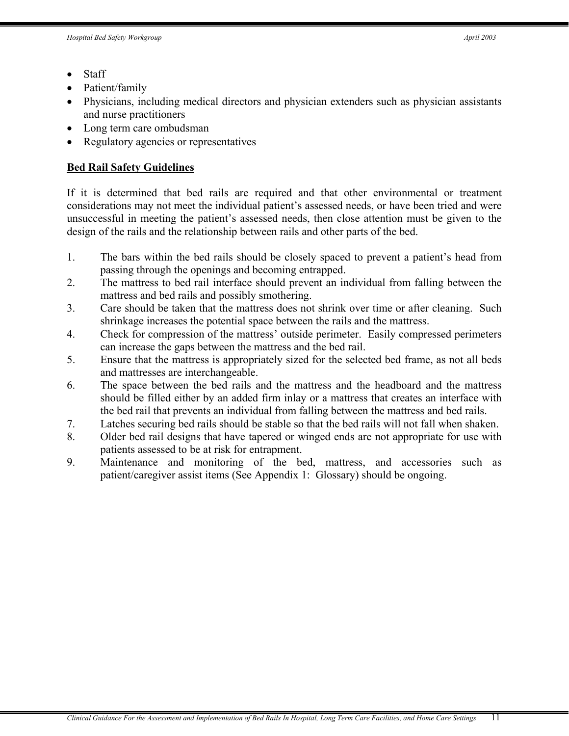- Staff
- Patient/family
- Physicians, including medical directors and physician extenders such as physician assistants and nurse practitioners
- Long term care ombudsman
- Regulatory agencies or representatives

## Bed Rail Safety Guidelines

If it is determined that bed rails are required and that other environmental or treatment considerations may not meet the individual patient's assessed needs, or have been tried and were unsuccessful in meeting the patient's assessed needs, then close attention must be given to the design of the rails and the relationship between rails and other parts of the bed.

1. The bars within the bed rails should be closely spaced to prevent a patient's head from passing through the openings and becoming entrapped.
2. The mattress to bed rail interface should prevent an individual from falling between the mattress and bed rails and possibly smothering.
3. Care should be taken that the mattress does not shrink over time or after cleaning. Such shrinkage increases the potential space between the rails and the mattress.
4. Check for compression of the mattress' outside perimeter. Easily compressed perimeters can increase the gaps between the mattress and the bed rail.
5. Ensure that the mattress is appropriately sized for the selected bed frame, as not all beds and mattresses are interchangeable.
6. The space between the bed rails and the mattress and the headboard and the mattress should be filled either by an added firm inlay or a mattress that creates an interface with the bed rail that prevents an individual from falling between the mattress and bed rails.
7. Latches securing bed rails should be stable so that the bed rails will not fall when shaken.
8. Older bed rail designs that have tapered or winged ends are not appropriate for use with patients assessed to be at risk for entrapment.
9. Maintenance and monitoring of the bed, mattress, and accessories such as patient/caregiver assist items (See Appendix 1: Glossary) should be ongoing.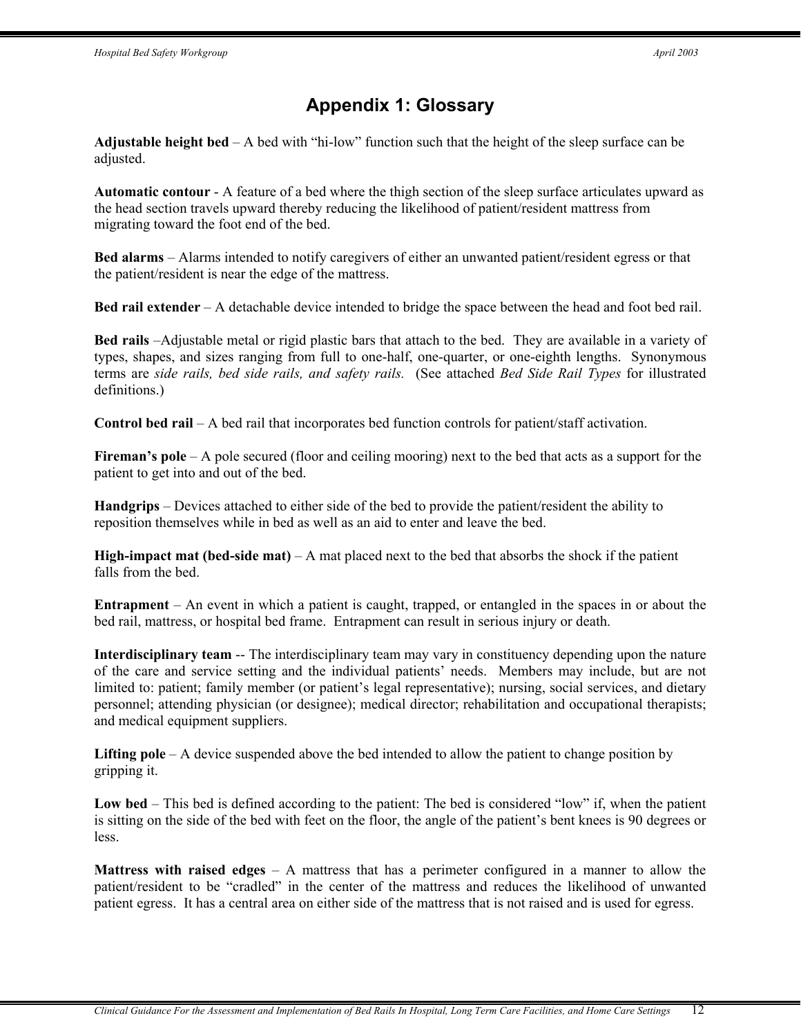# Appendix 1: Glossary

**Adjustable height bed** – A bed with "hi-low" function such that the height of the sleep surface can be adjusted.

**Automatic contour** - A feature of a bed where the thigh section of the sleep surface articulates upward as the head section travels upward thereby reducing the likelihood of patient/resident mattress from migrating toward the foot end of the bed.

**Bed alarms** – Alarms intended to notify caregivers of either an unwanted patient/resident egress or that the patient/resident is near the edge of the mattress.

**Bed rail extender** – A detachable device intended to bridge the space between the head and foot bed rail.

**Bed rails** –Adjustable metal or rigid plastic bars that attach to the bed. They are available in a variety of types, shapes, and sizes ranging from full to one-half, one-quarter, or one-eighth lengths. Synonymous terms are *side rails, bed side rails, and safety rails.* (See attached *Bed Side Rail Types* for illustrated definitions.)

**Control bed rail** – A bed rail that incorporates bed function controls for patient/staff activation.

**Fireman's pole** – A pole secured (floor and ceiling mooring) next to the bed that acts as a support for the patient to get into and out of the bed.

**Handgrips** – Devices attached to either side of the bed to provide the patient/resident the ability to reposition themselves while in bed as well as an aid to enter and leave the bed.

**High-impact mat (bed-side mat)** – A mat placed next to the bed that absorbs the shock if the patient falls from the bed.

**Entrapment** – An event in which a patient is caught, trapped, or entangled in the spaces in or about the bed rail, mattress, or hospital bed frame. Entrapment can result in serious injury or death.

**Interdisciplinary team** -- The interdisciplinary team may vary in constituency depending upon the nature of the care and service setting and the individual patients' needs. Members may include, but are not limited to: patient; family member (or patient's legal representative); nursing, social services, and dietary personnel; attending physician (or designee); medical director; rehabilitation and occupational therapists; and medical equipment suppliers.

**Lifting pole** – A device suspended above the bed intended to allow the patient to change position by gripping it.

**Low bed** – This bed is defined according to the patient: The bed is considered "low" if, when the patient is sitting on the side of the bed with feet on the floor, the angle of the patient's bent knees is 90 degrees or less.

**Mattress with raised edges** – A mattress that has a perimeter configured in a manner to allow the patient/resident to be "cradled" in the center of the mattress and reduces the likelihood of unwanted patient egress. It has a central area on either side of the mattress that is not raised and is used for egress.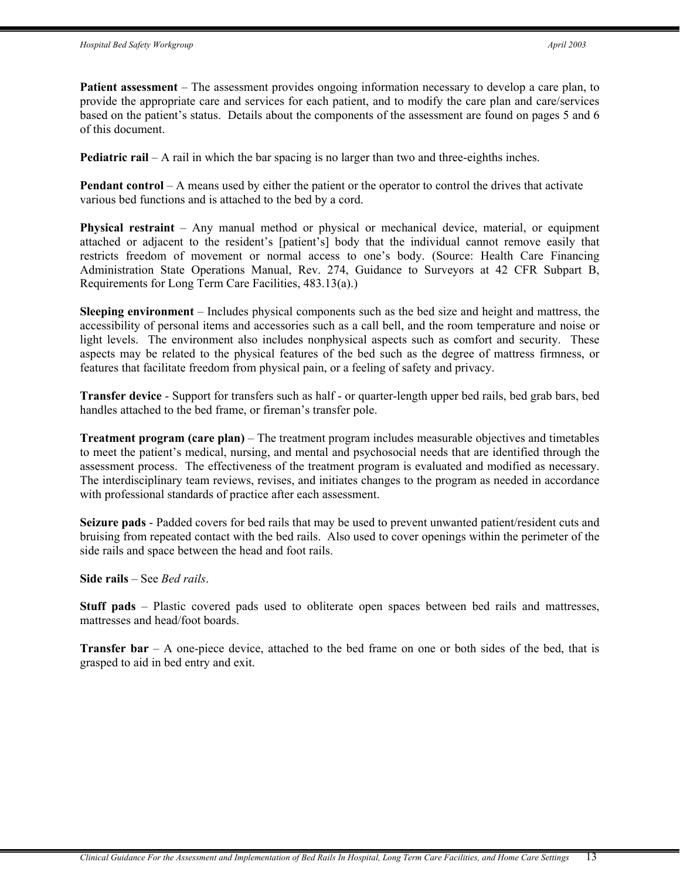**Patient assessment** – The assessment provides ongoing information necessary to develop a care plan, to provide the appropriate care and services for each patient, and to modify the care plan and care/services based on the patient's status. Details about the components of the assessment are found on pages 5 and 6 of this document.

**Pediatric rail** – A rail in which the bar spacing is no larger than two and three-eighths inches.

**Pendant control** – A means used by either the patient or the operator to control the drives that activate various bed functions and is attached to the bed by a cord.

**Physical restraint** – Any manual method or physical or mechanical device, material, or equipment attached or adjacent to the resident's [patient's] body that the individual cannot remove easily that restricts freedom of movement or normal access to one's body. (Source: Health Care Financing Administration State Operations Manual, Rev. 274, Guidance to Surveyors at 42 CFR Subpart B, Requirements for Long Term Care Facilities, 483.13(a).)

**Sleeping environment** – Includes physical components such as the bed size and height and mattress, the accessibility of personal items and accessories such as a call bell, and the room temperature and noise or light levels. The environment also includes nonphysical aspects such as comfort and security. These aspects may be related to the physical features of the bed such as the degree of mattress firmness, or features that facilitate freedom from physical pain, or a feeling of safety and privacy.

**Transfer device** - Support for transfers such as half - or quarter-length upper bed rails, bed grab bars, bed handles attached to the bed frame, or fireman's transfer pole.

**Treatment program (care plan)** – The treatment program includes measurable objectives and timetables to meet the patient's medical, nursing, and mental and psychosocial needs that are identified through the assessment process. The effectiveness of the treatment program is evaluated and modified as necessary. The interdisciplinary team reviews, revises, and initiates changes to the program as needed in accordance with professional standards of practice after each assessment.

**Seizure pads** - Padded covers for bed rails that may be used to prevent unwanted patient/resident cuts and bruising from repeated contact with the bed rails. Also used to cover openings within the perimeter of the side rails and space between the head and foot rails.

**Side rails** – See *Bed rails*.

**Stuff pads** – Plastic covered pads used to obliterate open spaces between bed rails and mattresses, mattresses and head/foot boards.

**Transfer bar** – A one-piece device, attached to the bed frame on one or both sides of the bed, that is grasped to aid in bed entry and exit.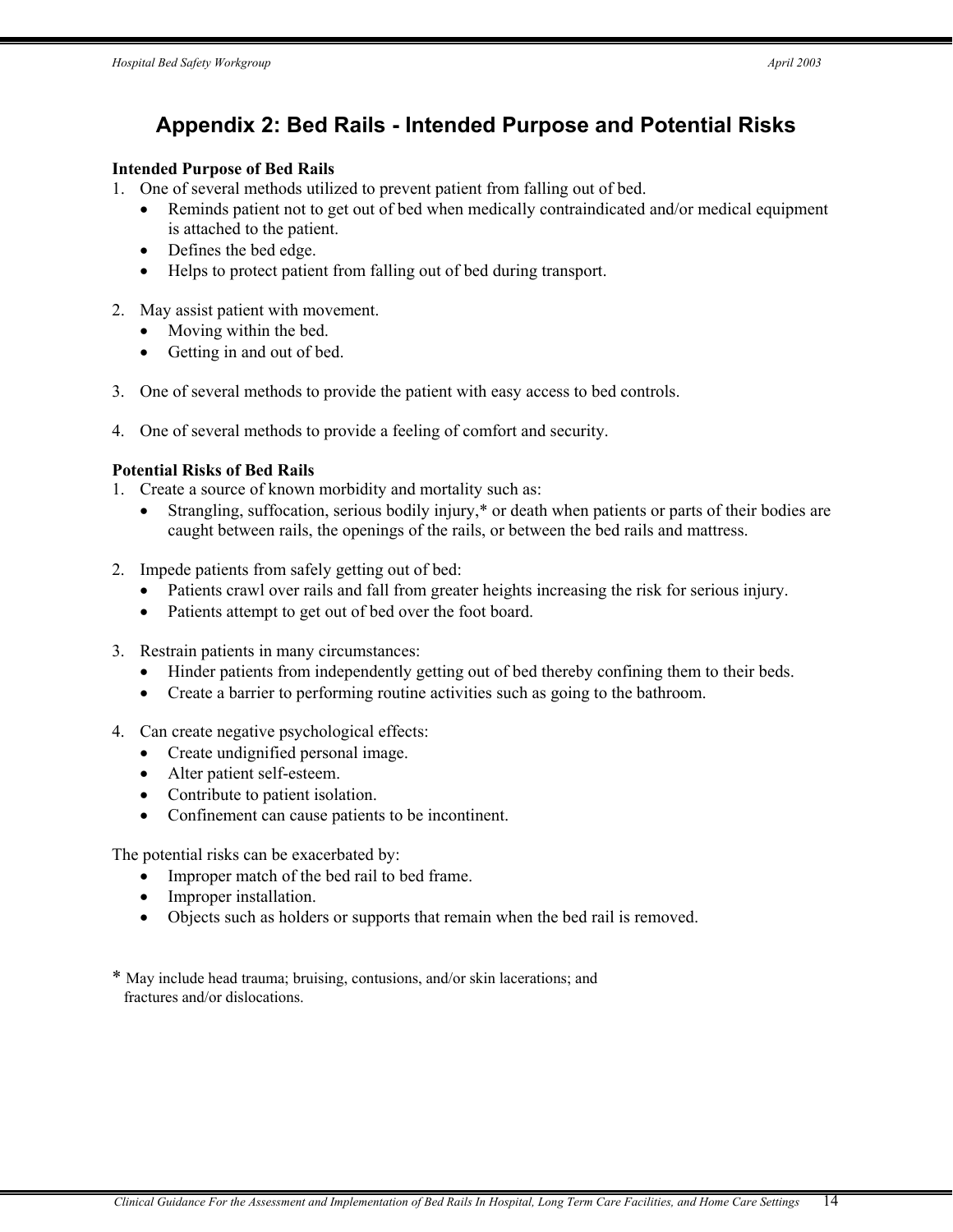# Appendix 2: Bed Rails - Intended Purpose and Potential Risks

**Intended Purpose of Bed Rails**

1. One of several methods utilized to prevent patient from falling out of bed.
   - Reminds patient not to get out of bed when medically contraindicated and/or medical equipment is attached to the patient.
   - Defines the bed edge.
   - Helps to protect patient from falling out of bed during transport.

2. May assist patient with movement.
   - Moving within the bed.
   - Getting in and out of bed.

3. One of several methods to provide the patient with easy access to bed controls.

4. One of several methods to provide a feeling of comfort and security.

**Potential Risks of Bed Rails**

1. Create a source of known morbidity and mortality such as:
   - Strangling, suffocation, serious bodily injury,* or death when patients or parts of their bodies are caught between rails, the openings of the rails, or between the bed rails and mattress.

2. Impede patients from safely getting out of bed:
   - Patients crawl over rails and fall from greater heights increasing the risk for serious injury.
   - Patients attempt to get out of bed over the foot board.

3. Restrain patients in many circumstances:
   - Hinder patients from independently getting out of bed thereby confining them to their beds.
   - Create a barrier to performing routine activities such as going to the bathroom.

4. Can create negative psychological effects:
   - Create undignified personal image.
   - Alter patient self-esteem.
   - Contribute to patient isolation.
   - Confinement can cause patients to be incontinent.

The potential risks can be exacerbated by:

- Improper match of the bed rail to bed frame.
- Improper installation.
- Objects such as holders or supports that remain when the bed rail is removed.

* May include head trauma; bruising, contusions, and/or skin lacerations; and fractures and/or dislocations.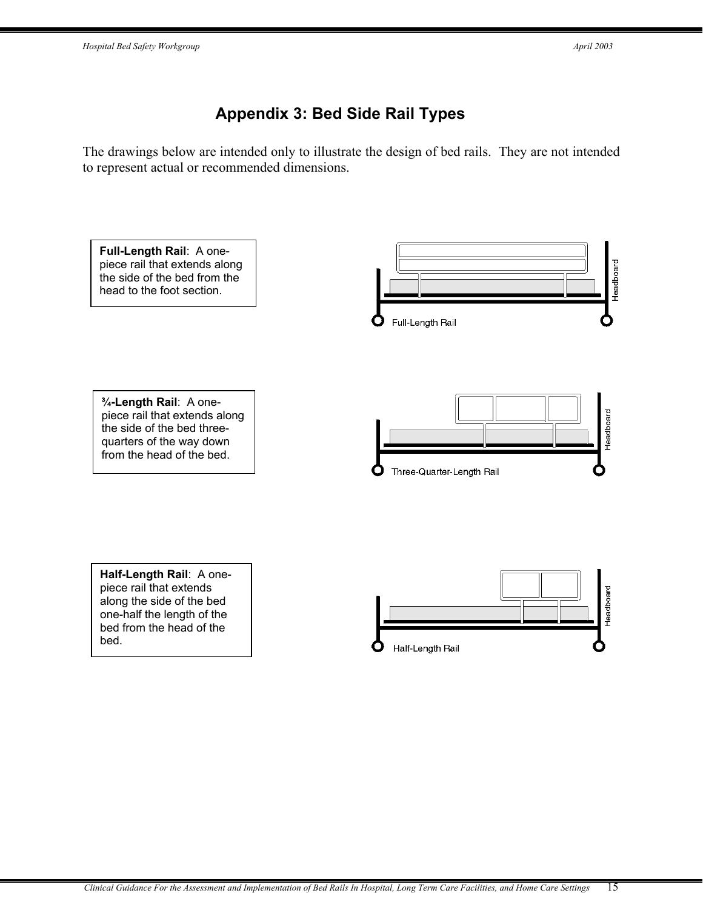# Appendix 3: Bed Side Rail Types

The drawings below are intended only to illustrate the design of bed rails. They are not intended to represent actual or recommended dimensions.

**Full-Length Rail**: A one-piece rail that extends along the side of the bed from the head to the foot section.

Full-Length Rail

**¾-Length Rail**: A one-piece rail that extends along the side of the bed three-quarters of the way down from the head of the bed.

Three-Quarter-Length Rail

**Half-Length Rail**: A one-piece rail that extends along the side of the bed one-half the length of the bed from the head of the bed.

Half-Length Rail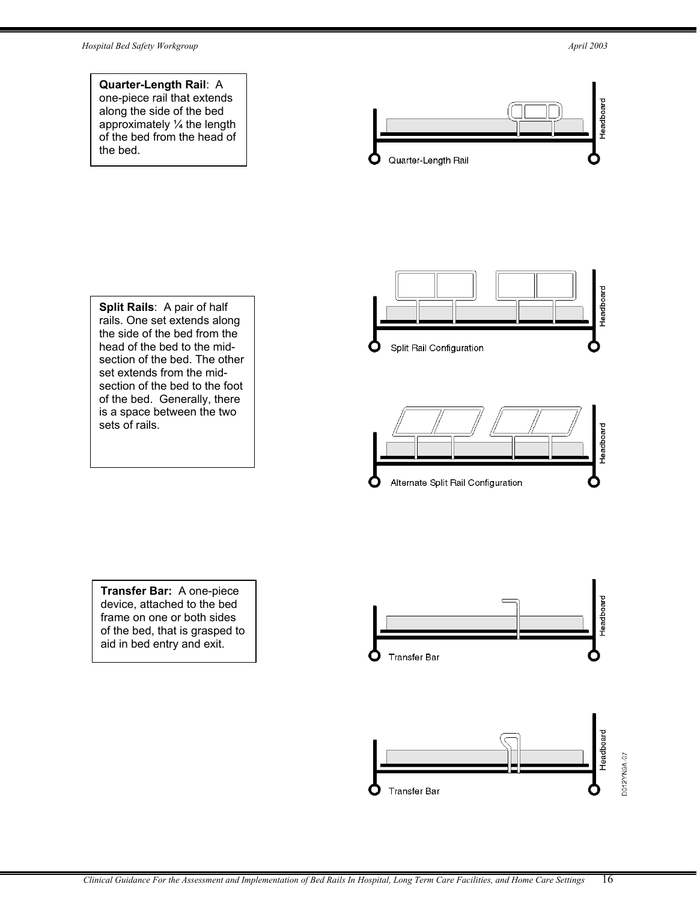**Quarter-Length Rail**: A one-piece rail that extends along the side of the bed approximately ¼ the length of the bed from the head of the bed.

Quarter-Length Rail

**Split Rails**: A pair of half rails. One set extends along the side of the bed from the head of the bed to the mid-section of the bed. The other set extends from the mid-section of the bed to the foot of the bed. Generally, there is a space between the two sets of rails.

Split Rail Configuration

Alternate Split Rail Configuration

**Transfer Bar:** A one-piece device, attached to the bed frame on one or both sides of the bed, that is grasped to aid in bed entry and exit.

Transfer Bar

Transfer Bar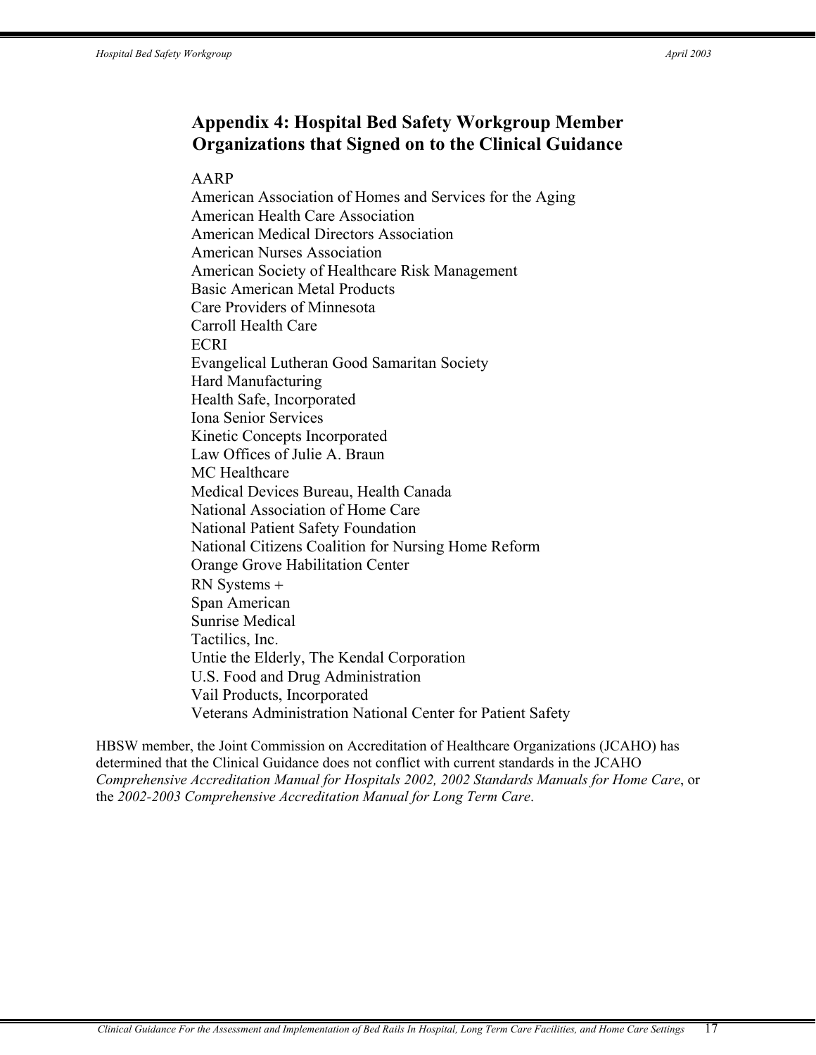## Appendix 4: Hospital Bed Safety Workgroup Member Organizations that Signed on to the Clinical Guidance

AARP
American Association of Homes and Services for the Aging
American Health Care Association
American Medical Directors Association
American Nurses Association
American Society of Healthcare Risk Management
Basic American Metal Products
Care Providers of Minnesota
Carroll Health Care
ECRI
Evangelical Lutheran Good Samaritan Society
Hard Manufacturing
Health Safe, Incorporated
Iona Senior Services
Kinetic Concepts Incorporated
Law Offices of Julie A. Braun
MC Healthcare
Medical Devices Bureau, Health Canada
National Association of Home Care
National Patient Safety Foundation
National Citizens Coalition for Nursing Home Reform
Orange Grove Habilitation Center
RN Systems +
Span American
Sunrise Medical
Tactilics, Inc.
Untie the Elderly, The Kendal Corporation
U.S. Food and Drug Administration
Vail Products, Incorporated
Veterans Administration National Center for Patient Safety

HBSW member, the Joint Commission on Accreditation of Healthcare Organizations (JCAHO) has determined that the Clinical Guidance does not conflict with current standards in the JCAHO *Comprehensive Accreditation Manual for Hospitals 2002, 2002 Standards Manuals for Home Care*, or the *2002-2003 Comprehensive Accreditation Manual for Long Term Care*.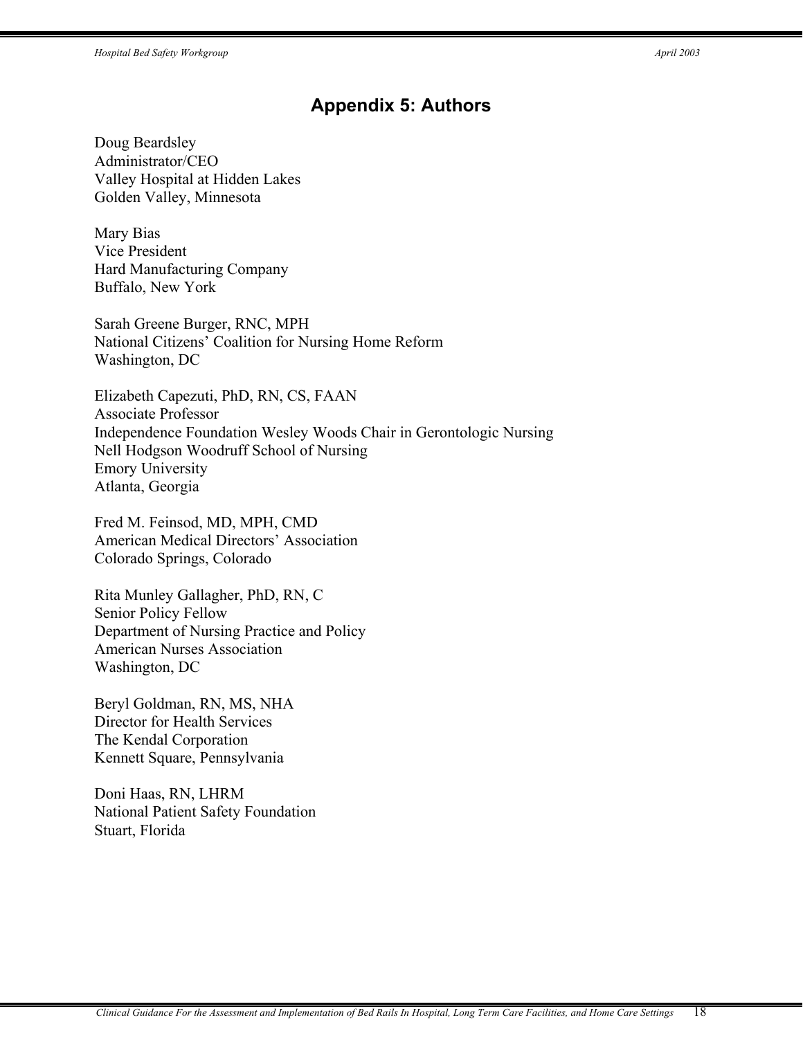## Appendix 5: Authors

Doug Beardsley
Administrator/CEO
Valley Hospital at Hidden Lakes
Golden Valley, Minnesota

Mary Bias
Vice President
Hard Manufacturing Company
Buffalo, New York

Sarah Greene Burger, RNC, MPH
National Citizens' Coalition for Nursing Home Reform
Washington, DC

Elizabeth Capezuti, PhD, RN, CS, FAAN
Associate Professor
Independence Foundation Wesley Woods Chair in Gerontologic Nursing
Nell Hodgson Woodruff School of Nursing
Emory University
Atlanta, Georgia

Fred M. Feinsod, MD, MPH, CMD
American Medical Directors' Association
Colorado Springs, Colorado

Rita Munley Gallagher, PhD, RN, C
Senior Policy Fellow
Department of Nursing Practice and Policy
American Nurses Association
Washington, DC

Beryl Goldman, RN, MS, NHA
Director for Health Services
The Kendal Corporation
Kennett Square, Pennsylvania

Doni Haas, RN, LHRM
National Patient Safety Foundation
Stuart, Florida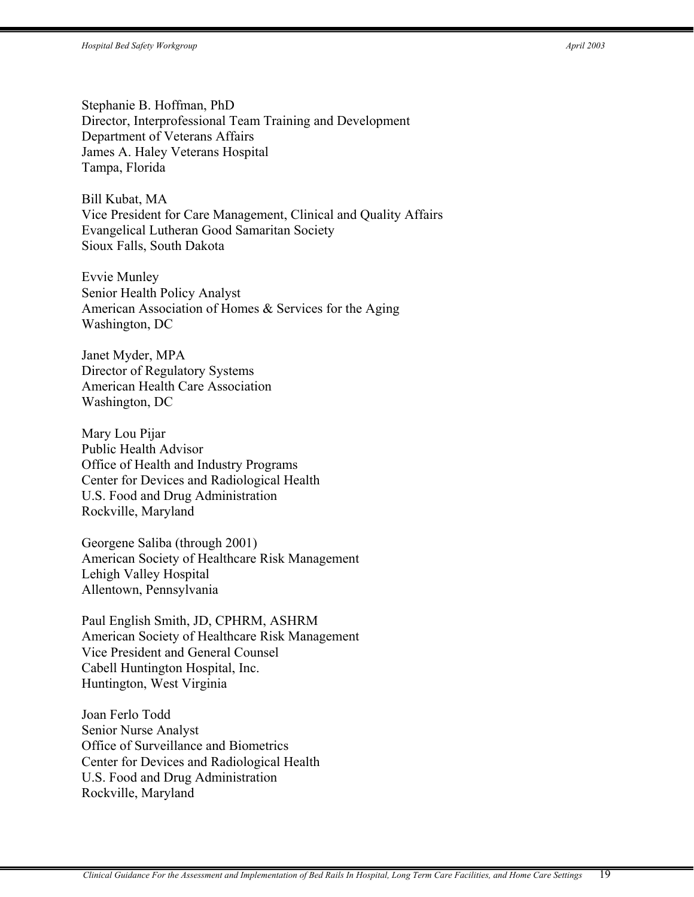Stephanie B. Hoffman, PhD
Director, Interprofessional Team Training and Development
Department of Veterans Affairs
James A. Haley Veterans Hospital
Tampa, Florida

Bill Kubat, MA
Vice President for Care Management, Clinical and Quality Affairs
Evangelical Lutheran Good Samaritan Society
Sioux Falls, South Dakota

Evvie Munley
Senior Health Policy Analyst
American Association of Homes & Services for the Aging
Washington, DC

Janet Myder, MPA
Director of Regulatory Systems
American Health Care Association
Washington, DC

Mary Lou Pijar
Public Health Advisor
Office of Health and Industry Programs
Center for Devices and Radiological Health
U.S. Food and Drug Administration
Rockville, Maryland

Georgene Saliba (through 2001)
American Society of Healthcare Risk Management
Lehigh Valley Hospital
Allentown, Pennsylvania

Paul English Smith, JD, CPHRM, ASHRM
American Society of Healthcare Risk Management
Vice President and General Counsel
Cabell Huntington Hospital, Inc.
Huntington, West Virginia

Joan Ferlo Todd
Senior Nurse Analyst
Office of Surveillance and Biometrics
Center for Devices and Radiological Health
U.S. Food and Drug Administration
Rockville, Maryland